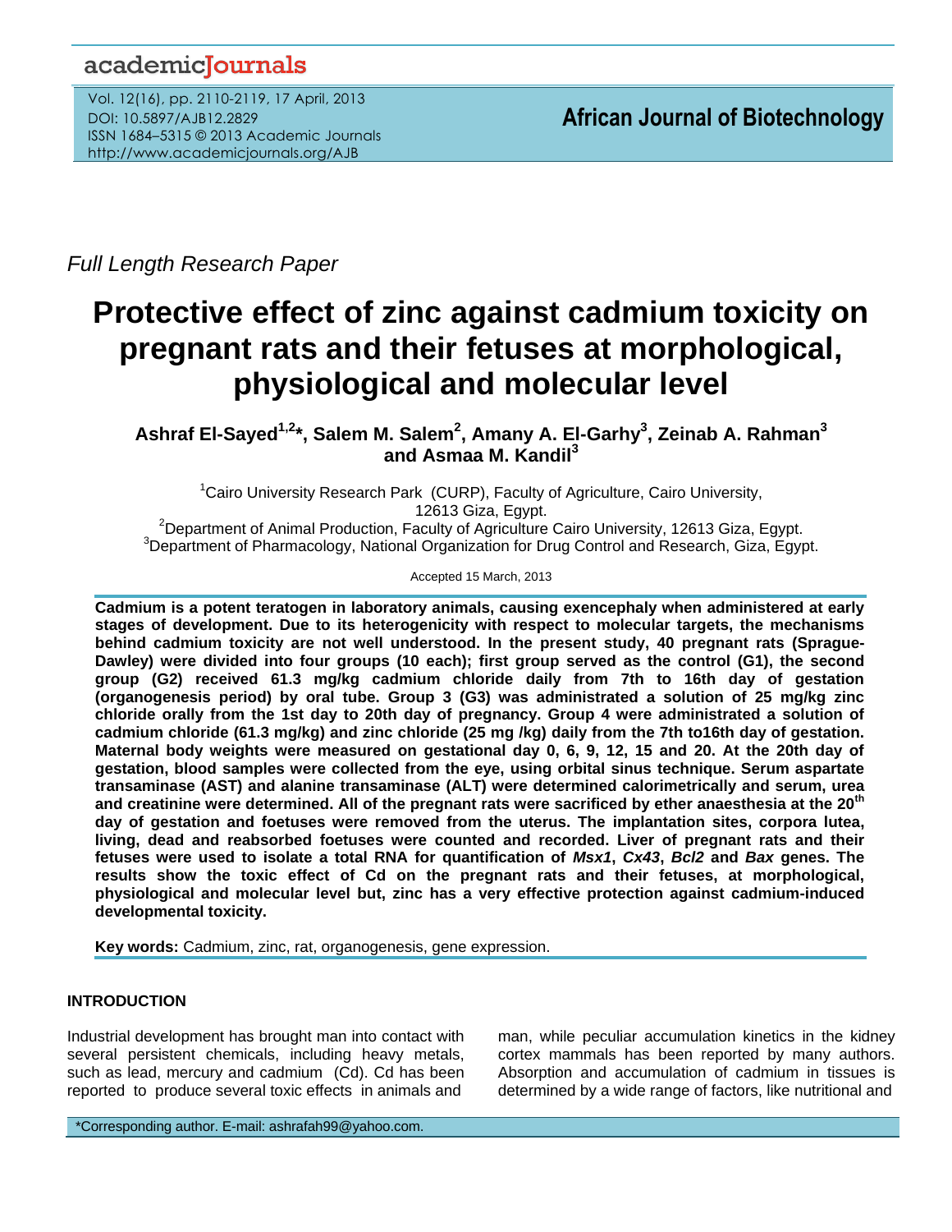Full Length Research Paper

# Protective effect of zinc against cadmium toxicity on pregnant rats and their fetuses at morphological, physiological and molecular level

**Ashraf El-Sayed[1,2]*, Salem M. Salem[2], Amany A. El-Garhy[3], Zeinab A. Rahman[3] and Asmaa M. Kandil[3]**

[1]Cairo University Research Park (CURP), Faculty of Agriculture, Cairo University, 12613 Giza, Egypt.
[2]Department of Animal Production, Faculty of Agriculture Cairo University, 12613 Giza, Egypt.
[3]Department of Pharmacology, National Organization for Drug Control and Research, Giza, Egypt.

Accepted 15 March, 2013

**Cadmium is a potent teratogen in laboratory animals, causing exencephaly when administered at early stages of development. Due to its heterogenicity with respect to molecular targets, the mechanisms behind cadmium toxicity are not well understood. In the present study, 40 pregnant rats (Sprague-Dawley) were divided into four groups (10 each); first group served as the control (G1), the second group (G2) received 61.3 mg/kg cadmium chloride daily from 7th to 16th day of gestation (organogenesis period) by oral tube. Group 3 (G3) was administrated a solution of 25 mg/kg zinc chloride orally from the 1st day to 20th day of pregnancy. Group 4 were administrated a solution of cadmium chloride (61.3 mg/kg) and zinc chloride (25 mg /kg) daily from the 7th to16th day of gestation. Maternal body weights were measured on gestational day 0, 6, 9, 12, 15 and 20. At the 20th day of gestation, blood samples were collected from the eye, using orbital sinus technique. Serum aspartate transaminase (AST) and alanine transaminase (ALT) were determined calorimetrically and serum, urea and creatinine were determined. All of the pregnant rats were sacrificed by ether anaesthesia at the 20$^{th}$ day of gestation and foetuses were removed from the uterus. The implantation sites, corpora lutea, living, dead and reabsorbed foetuses were counted and recorded. Liver of pregnant rats and their fetuses were used to isolate a total RNA for quantification of *Msx1*, *Cx43*, *Bcl2* and *Bax* genes. The results show the toxic effect of Cd on the pregnant rats and their fetuses, at morphological, physiological and molecular level but, zinc has a very effective protection against cadmium-induced developmental toxicity.**

**Key words:** Cadmium, zinc, rat, organogenesis, gene expression.

## INTRODUCTION

Industrial development has brought man into contact with several persistent chemicals, including heavy metals, such as lead, mercury and cadmium (Cd). Cd has been reported to produce several toxic effects in animals and man, while peculiar accumulation kinetics in the kidney cortex mammals has been reported by many authors. Absorption and accumulation of cadmium in tissues is determined by a wide range of factors, like nutritional and

*Corresponding author. E-mail: ashrafah99@yahoo.com.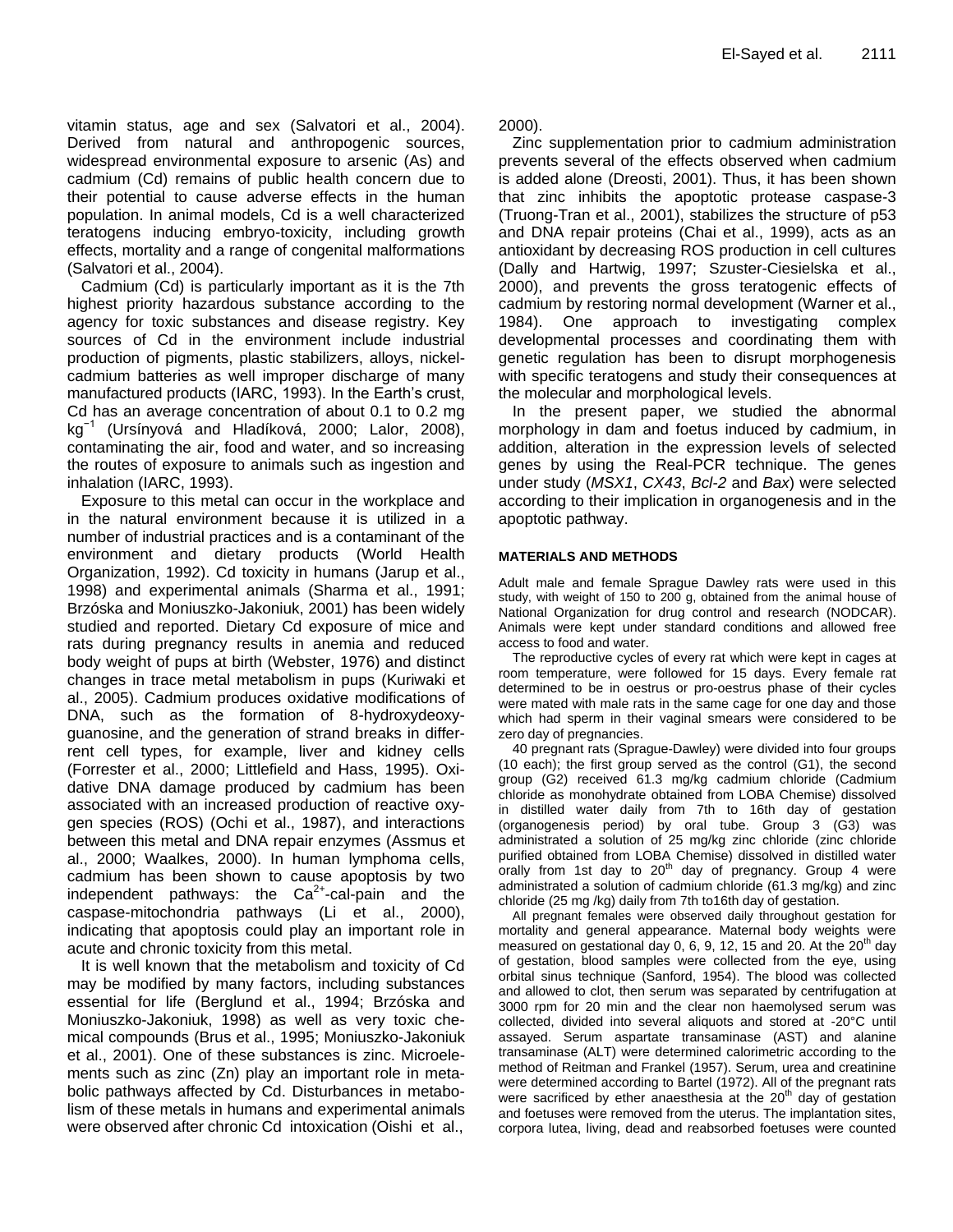vitamin status, age and sex (Salvatori et al., 2004). Derived from natural and anthropogenic sources, widespread environmental exposure to arsenic (As) and cadmium (Cd) remains of public health concern due to their potential to cause adverse effects in the human population. In animal models, Cd is a well characterized teratogens inducing embryo-toxicity, including growth effects, mortality and a range of congenital malformations (Salvatori et al., 2004).

Cadmium (Cd) is particularly important as it is the 7th highest priority hazardous substance according to the agency for toxic substances and disease registry. Key sources of Cd in the environment include industrial production of pigments, plastic stabilizers, alloys, nickel-cadmium batteries as well improper discharge of many manufactured products (IARC, 1993). In the Earth's crust, Cd has an average concentration of about 0.1 to 0.2 mg $kg^{-1}$ (Ursínyová and Hladíková, 2000; Lalor, 2008), contaminating the air, food and water, and so increasing the routes of exposure to animals such as ingestion and inhalation (IARC, 1993).

Exposure to this metal can occur in the workplace and in the natural environment because it is utilized in a number of industrial practices and is a contaminant of the environment and dietary products (World Health Organization, 1992). Cd toxicity in humans (Jarup et al., 1998) and experimental animals (Sharma et al., 1991; Brzóska and Moniuszko-Jakoniuk, 2001) has been widely studied and reported. Dietary Cd exposure of mice and rats during pregnancy results in anemia and reduced body weight of pups at birth (Webster, 1976) and distinct changes in trace metal metabolism in pups (Kuriwaki et al., 2005). Cadmium produces oxidative modifications of DNA, such as the formation of 8-hydroxydeoxy-guanosine, and the generation of strand breaks in differ-rent cell types, for example, liver and kidney cells (Forrester et al., 2000; Littlefield and Hass, 1995). Oxidative DNA damage produced by cadmium has been associated with an increased production of reactive oxygen species (ROS) (Ochi et al., 1987), and interactions between this metal and DNA repair enzymes (Assmus et al., 2000; Waalkes, 2000). In human lymphoma cells, cadmium has been shown to cause apoptosis by two independent pathways: the $Ca^{2+}$-cal-pain and the caspase-mitochondria pathways (Li et al., 2000), indicating that apoptosis could play an important role in acute and chronic toxicity from this metal.

It is well known that the metabolism and toxicity of Cd may be modified by many factors, including substances essential for life (Berglund et al., 1994; Brzóska and Moniuszko-Jakoniuk, 1998) as well as very toxic chemical compounds (Brus et al., 1995; Moniuszko-Jakoniuk et al., 2001). One of these substances is zinc. Microelements such as zinc (Zn) play an important role in metabolic pathways affected by Cd. Disturbances in metabolism of these metals in humans and experimental animals were observed after chronic Cd intoxication (Oishi et al., 2000).

Zinc supplementation prior to cadmium administration prevents several of the effects observed when cadmium is added alone (Dreosti, 2001). Thus, it has been shown that zinc inhibits the apoptotic protease caspase-3 (Truong-Tran et al., 2001), stabilizes the structure of p53 and DNA repair proteins (Chai et al., 1999), acts as an antioxidant by decreasing ROS production in cell cultures (Dally and Hartwig, 1997; Szuster-Ciesielska et al., 2000), and prevents the gross teratogenic effects of cadmium by restoring normal development (Warner et al., 1984). One approach to investigating complex developmental processes and coordinating them with genetic regulation has been to disrupt morphogenesis with specific teratogens and study their consequences at the molecular and morphological levels.

In the present paper, we studied the abnormal morphology in dam and foetus induced by cadmium, in addition, alteration in the expression levels of selected genes by using the Real-PCR technique. The genes under study (*MSX1*, *CX43*, *Bcl-2* and *Bax*) were selected according to their implication in organogenesis and in the apoptotic pathway.

## MATERIALS AND METHODS

Adult male and female Sprague Dawley rats were used in this study, with weight of 150 to 200 g, obtained from the animal house of National Organization for drug control and research (NODCAR). Animals were kept under standard conditions and allowed free access to food and water.

The reproductive cycles of every rat which were kept in cages at room temperature, were followed for 15 days. Every female rat determined to be in oestrus or pro-oestrus phase of their cycles were mated with male rats in the same cage for one day and those which had sperm in their vaginal smears were considered to be zero day of pregnancies.

40 pregnant rats (Sprague-Dawley) were divided into four groups (10 each); the first group served as the control (G1), the second group (G2) received 61.3 mg/kg cadmium chloride (Cadmium chloride as monohydrate obtained from LOBA Chemise) dissolved in distilled water daily from 7th to 16th day of gestation (organogenesis period) by oral tube. Group 3 (G3) was administrated a solution of 25 mg/kg zinc chloride (zinc chloride purified obtained from LOBA Chemise) dissolved in distilled water orally from 1st day to 20th day of pregnancy. Group 4 were administrated a solution of cadmium chloride (61.3 mg/kg) and zinc chloride (25 mg /kg) daily from 7th to16th day of gestation.

All pregnant females were observed daily throughout gestation for mortality and general appearance. Maternal body weights were measured on gestational day 0, 6, 9, 12, 15 and 20. At the 20th day of gestation, blood samples were collected from the eye, using orbital sinus technique (Sanford, 1954). The blood was collected and allowed to clot, then serum was separated by centrifugation at 3000 rpm for 20 min and the clear non haemolysed serum was collected, divided into several aliquots and stored at -20°C until assayed. Serum aspartate transaminase (AST) and alanine transaminase (ALT) were determined calorimetric according to the method of Reitman and Frankel (1957). Serum, urea and creatinine were determined according to Bartel (1972). All of the pregnant rats were sacrificed by ether anaesthesia at the 20th day of gestation and foetuses were removed from the uterus. The implantation sites, corpora lutea, living, dead and reabsorbed foetuses were counted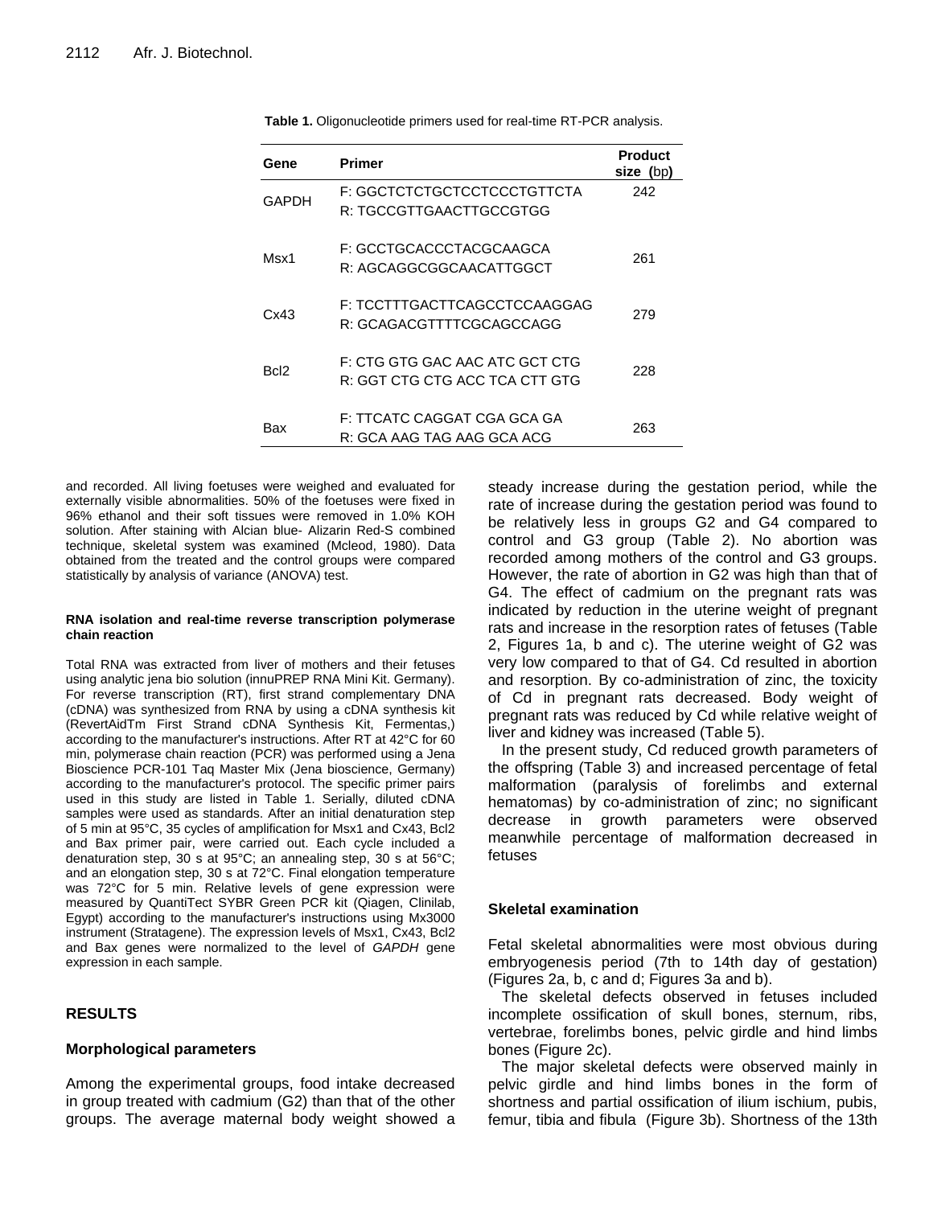**Table 1.** Oligonucleotide primers used for real-time RT-PCR analysis.

| Gene | Primer | Product size (bp) |
|---|---|---|
| GAPDH | F: GGCTCTCTGCTCCTCCCTGTTCTA<br>R: TGCCGTTGAACTTGCCGTGG | 242 |
| Msx1 | F: GCCTGCACCCTACGCAAGCA<br>R: AGCAGGCGGCAACATTGGCT | 261 |
| Cx43 | F: TCCTTTGACTTCAGCCTCCAAGGAG<br>R: GCAGACGTTTTCGCAGCCAGG | 279 |
| Bcl2 | F: CTG GTG GAC AAC ATC GCT CTG<br>R: GGT CTG CTG ACC TCA CTT GTG | 228 |
| Bax | F: TTCATC CAGGAT CGA GCA GA<br>R: GCA AAG TAG AAG GCA ACG | 263 |

and recorded. All living foetuses were weighed and evaluated for externally visible abnormalities. 50% of the foetuses were fixed in 96% ethanol and their soft tissues were removed in 1.0% KOH solution. After staining with Alcian blue- Alizarin Red-S combined technique, skeletal system was examined (Mcleod, 1980). Data obtained from the treated and the control groups were compared statistically by analysis of variance (ANOVA) test.

#### RNA isolation and real-time reverse transcription polymerase chain reaction

Total RNA was extracted from liver of mothers and their fetuses using analytic jena bio solution (innuPREP RNA Mini Kit. Germany). For reverse transcription (RT), first strand complementary DNA (cDNA) was synthesized from RNA by using a cDNA synthesis kit (RevertAidTm First Strand cDNA Synthesis Kit, Fermentas,) according to the manufacturer's instructions. After RT at 42°C for 60 min, polymerase chain reaction (PCR) was performed using a Jena Bioscience PCR-101 Taq Master Mix (Jena bioscience, Germany) according to the manufacturer's protocol. The specific primer pairs used in this study are listed in Table 1. Serially, diluted cDNA samples were used as standards. After an initial denaturation step of 5 min at 95°C, 35 cycles of amplification for Msx1 and Cx43, Bcl2 and Bax primer pair, were carried out. Each cycle included a denaturation step, 30 s at 95°C; an annealing step, 30 s at 56°C; and an elongation step, 30 s at 72°C. Final elongation temperature was 72°C for 5 min. Relative levels of gene expression were measured by QuantiTect SYBR Green PCR kit (Qiagen, Clinilab, Egypt) according to the manufacturer's instructions using Mx3000 instrument (Stratagene). The expression levels of Msx1, Cx43, Bcl2 and Bax genes were normalized to the level of *GAPDH* gene expression in each sample.

## RESULTS

### Morphological parameters

Among the experimental groups, food intake decreased in group treated with cadmium (G2) than that of the other groups. The average maternal body weight showed a steady increase during the gestation period, while the rate of increase during the gestation period was found to be relatively less in groups G2 and G4 compared to control and G3 group (Table 2). No abortion was recorded among mothers of the control and G3 groups. However, the rate of abortion in G2 was high than that of G4. The effect of cadmium on the pregnant rats was indicated by reduction in the uterine weight of pregnant rats and increase in the resorption rates of fetuses (Table 2, Figures 1a, b and c). The uterine weight of G2 was very low compared to that of G4. Cd resulted in abortion and resorption. By co-administration of zinc, the toxicity of Cd in pregnant rats decreased. Body weight of pregnant rats was reduced by Cd while relative weight of liver and kidney was increased (Table 5).

In the present study, Cd reduced growth parameters of the offspring (Table 3) and increased percentage of fetal malformation (paralysis of forelimbs and external hematomas) by co-administration of zinc; no significant decrease in growth parameters were observed meanwhile percentage of malformation decreased in fetuses

### Skeletal examination

Fetal skeletal abnormalities were most obvious during embryogenesis period (7th to 14th day of gestation) (Figures 2a, b, c and d; Figures 3a and b).

The skeletal defects observed in fetuses included incomplete ossification of skull bones, sternum, ribs, vertebrae, forelimbs bones, pelvic girdle and hind limbs bones (Figure 2c).

The major skeletal defects were observed mainly in pelvic girdle and hind limbs bones in the form of shortness and partial ossification of ilium ischium, pubis, femur, tibia and fibula (Figure 3b). Shortness of the 13th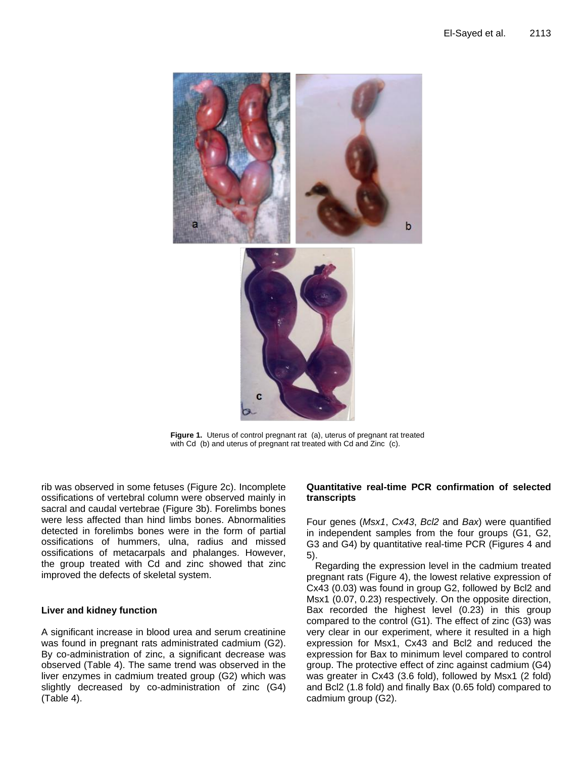Figure 1. Uterus of control pregnant rat (a), uterus of pregnant rat treated with Cd (b) and uterus of pregnant rat treated with Cd and Zinc (c).

rib was observed in some fetuses (Figure 2c). Incomplete ossifications of vertebral column were observed mainly in sacral and caudal vertebrae (Figure 3b). Forelimbs bones were less affected than hind limbs bones. Abnormalities detected in forelimbs bones were in the form of partial ossifications of hummers, ulna, radius and missed ossifications of metacarpals and phalanges. However, the group treated with Cd and zinc showed that zinc improved the defects of skeletal system.

### Liver and kidney function

A significant increase in blood urea and serum creatinine was found in pregnant rats administrated cadmium (G2). By co-administration of zinc, a significant decrease was observed (Table 4). The same trend was observed in the liver enzymes in cadmium treated group (G2) which was slightly decreased by co-administration of zinc (G4) (Table 4).

### Quantitative real-time PCR confirmation of selected transcripts

Four genes (*Msx1*, *Cx43*, *Bcl2* and *Bax*) were quantified in independent samples from the four groups (G1, G2, G3 and G4) by quantitative real-time PCR (Figures 4 and 5).

Regarding the expression level in the cadmium treated pregnant rats (Figure 4), the lowest relative expression of Cx43 (0.03) was found in group G2, followed by Bcl2 and Msx1 (0.07, 0.23) respectively. On the opposite direction, Bax recorded the highest level (0.23) in this group compared to the control (G1). The effect of zinc (G3) was very clear in our experiment, where it resulted in a high expression for Msx1, Cx43 and Bcl2 and reduced the expression for Bax to minimum level compared to control group. The protective effect of zinc against cadmium (G4) was greater in Cx43 (3.6 fold), followed by Msx1 (2 fold) and Bcl2 (1.8 fold) and finally Bax (0.65 fold) compared to cadmium group (G2).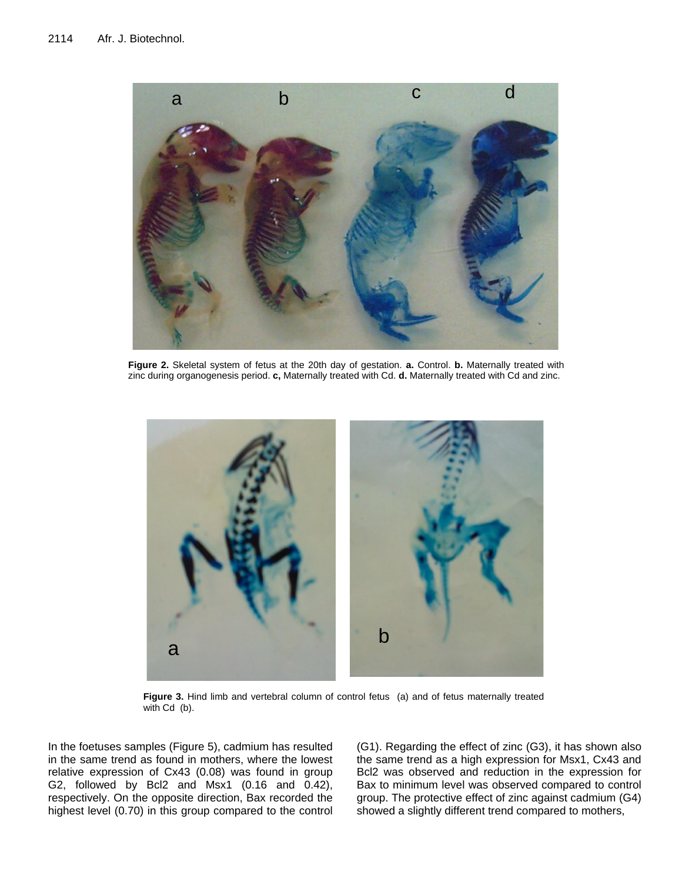**Figure 2.** Skeletal system of fetus at the 20th day of gestation. **a.** Control. **b.** Maternally treated with zinc during organogenesis period. **c,** Maternally treated with Cd. **d.** Maternally treated with Cd and zinc.

**Figure 3.** Hind limb and vertebral column of control fetus (a) and of fetus maternally treated with Cd (b).

In the foetuses samples (Figure 5), cadmium has resulted in the same trend as found in mothers, where the lowest relative expression of Cx43 (0.08) was found in group G2, followed by Bcl2 and Msx1 (0.16 and 0.42), respectively. On the opposite direction, Bax recorded the highest level (0.70) in this group compared to the control (G1). Regarding the effect of zinc (G3), it has shown also the same trend as a high expression for Msx1, Cx43 and Bcl2 was observed and reduction in the expression for Bax to minimum level was observed compared to control group. The protective effect of zinc against cadmium (G4) showed a slightly different trend compared to mothers,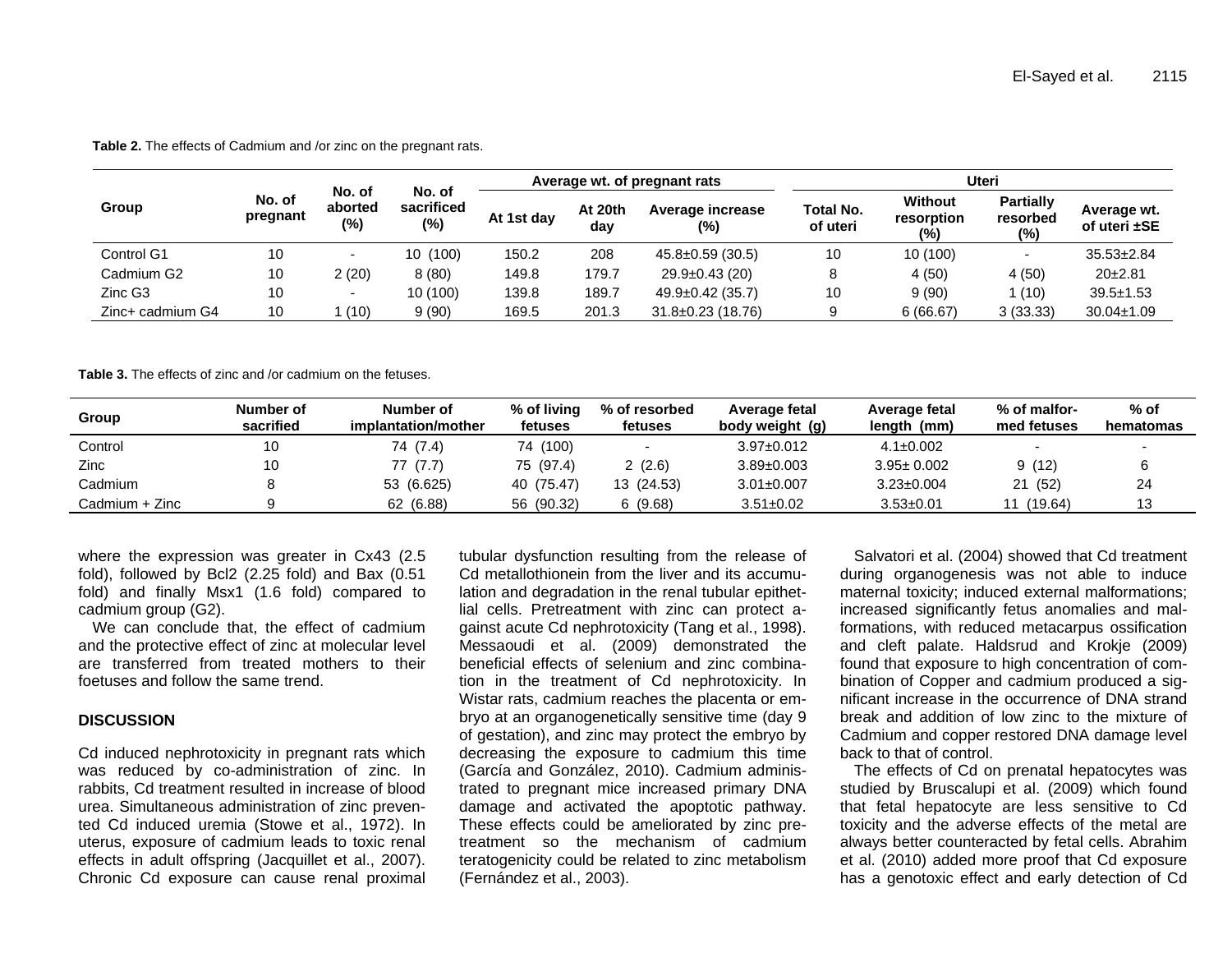**Table 2.** The effects of Cadmium and /or zinc on the pregnant rats.

| Group | No. of pregnant | No. of aborted (%) | No. of sacrificed (%) | Average wt. of pregnant rats | | | Uteri | | | |
|---|---|---|---|---|---|---|---|---|---|---|
| | | | | At 1st day | At 20th day | Average increase (%) | Total No. of uteri | Without resorption (%) | Partially resorbed (%) | Average wt. of uteri ±SE |
| Control G1 | 10 | - | 10 (100) | 150.2 | 208 | 45.8±0.59 (30.5) | 10 | 10 (100) | - | 35.53±2.84 |
| Cadmium G2 | 10 | 2 (20) | 8 (80) | 149.8 | 179.7 | 29.9±0.43 (20) | 8 | 4 (50) | 4 (50) | 20±2.81 |
| Zinc G3 | 10 | - | 10 (100) | 139.8 | 189.7 | 49.9±0.42 (35.7) | 10 | 9 (90) | 1 (10) | 39.5±1.53 |
| Zinc+ cadmium G4 | 10 | 1 (10) | 9 (90) | 169.5 | 201.3 | 31.8±0.23 (18.76) | 9 | 6 (66.67) | 3 (33.33) | 30.04±1.09 |

**Table 3.** The effects of zinc and /or cadmium on the fetuses.

| Group | Number of sacrified | Number of implantation/mother | % of living fetuses | % of resorbed fetuses | Average fetal body weight (g) | Average fetal length (mm) | % of malfor-med fetuses | % of hematomas |
|---|---|---|---|---|---|---|---|---|
| Control | 10 | 74 (7.4) | 74 (100) | - | 3.97±0.012 | 4.1±0.002 | - | - |
| Zinc | 10 | 77 (7.7) | 75 (97.4) | 2 (2.6) | 3.89±0.003 | 3.95± 0.002 | 9 (12) | 6 |
| Cadmium | 8 | 53 (6.625) | 40 (75.47) | 13 (24.53) | 3.01±0.007 | 3.23±0.004 | 21 (52) | 24 |
| Cadmium + Zinc | 9 | 62 (6.88) | 56 (90.32) | 6 (9.68) | 3.51±0.02 | 3.53±0.01 | 11 (19.64) | 13 |

where the expression was greater in Cx43 (2.5 fold), followed by Bcl2 (2.25 fold) and Bax (0.51 fold) and finally Msx1 (1.6 fold) compared to cadmium group (G2).

We can conclude that, the effect of cadmium and the protective effect of zinc at molecular level are transferred from treated mothers to their foetuses and follow the same trend.

## DISCUSSION

Cd induced nephrotoxicity in pregnant rats which was reduced by co-administration of zinc. In rabbits, Cd treatment resulted in increase of blood urea. Simultaneous administration of zinc prevented Cd induced uremia (Stowe et al., 1972). In uterus, exposure of cadmium leads to toxic renal effects in adult offspring (Jacquillet et al., 2007). Chronic Cd exposure can cause renal proximal tubular dysfunction resulting from the release of Cd metallothionein from the liver and its accumulation and degradation in the renal tubular epithetlial cells. Pretreatment with zinc can protect against acute Cd nephrotoxicity (Tang et al., 1998). Messaoudi et al. (2009) demonstrated the beneficial effects of selenium and zinc combination in the treatment of Cd nephrotoxicity. In Wistar rats, cadmium reaches the placenta or embryo at an organogenetically sensitive time (day 9 of gestation), and zinc may protect the embryo by decreasing the exposure to cadmium this time (García and González, 2010). Cadmium administrated to pregnant mice increased primary DNA damage and activated the apoptotic pathway. These effects could be ameliorated by zinc pretreatment so the mechanism of cadmium teratogenicity could be related to zinc metabolism (Fernández et al., 2003).

Salvatori et al. (2004) showed that Cd treatment during organogenesis was not able to induce maternal toxicity; induced external malformations; increased significantly fetus anomalies and malformations, with reduced metacarpus ossification and cleft palate. Haldsrud and Krokje (2009) found that exposure to high concentration of combination of Copper and cadmium produced a significant increase in the occurrence of DNA strand break and addition of low zinc to the mixture of Cadmium and copper restored DNA damage level back to that of control.

The effects of Cd on prenatal hepatocytes was studied by Bruscalupi et al. (2009) which found that fetal hepatocyte are less sensitive to Cd toxicity and the adverse effects of the metal are always better counteracted by fetal cells. Abrahim et al. (2010) added more proof that Cd exposure has a genotoxic effect and early detection of Cd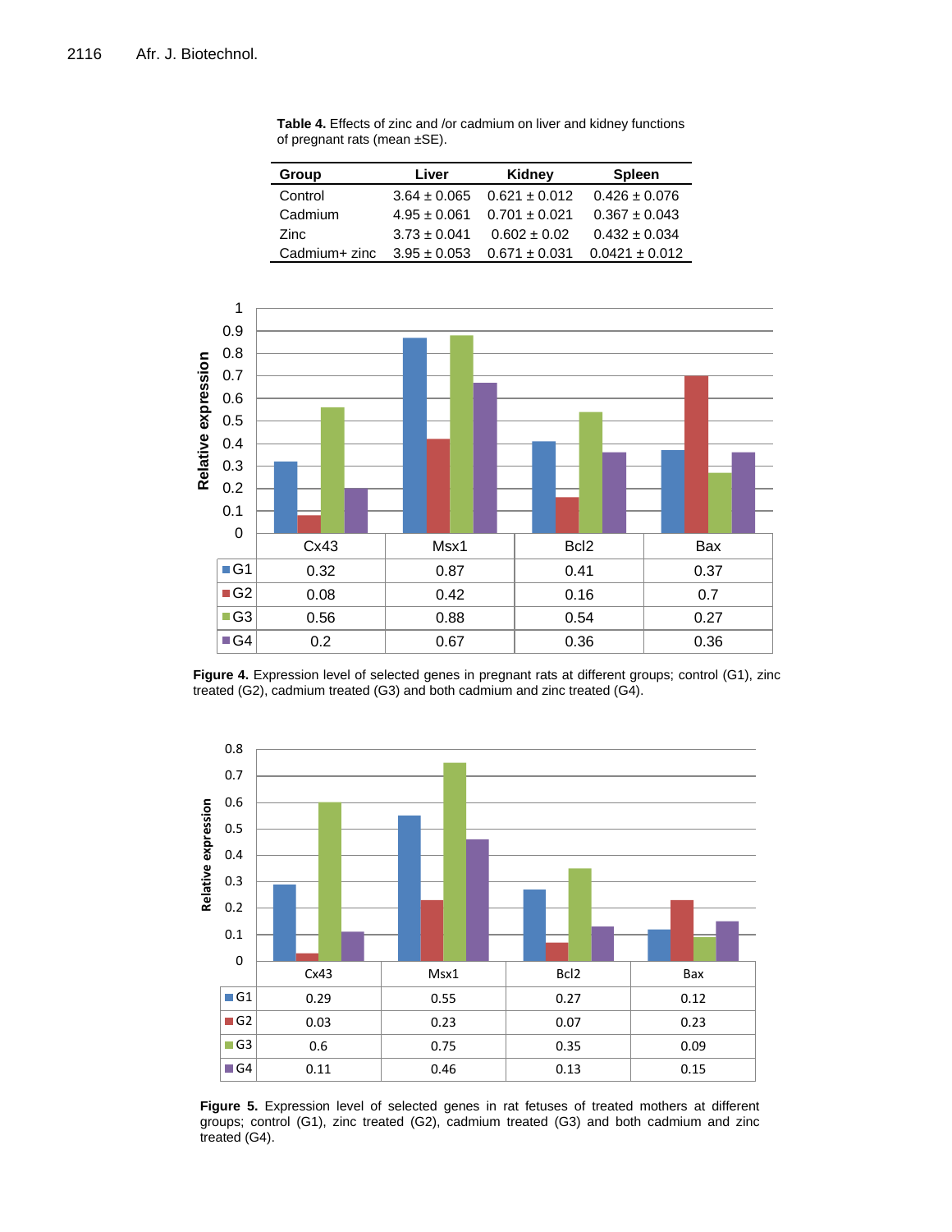**Table 4.** Effects of zinc and /or cadmium on liver and kidney functions of pregnant rats (mean ±SE).

| Group | Liver | Kidney | Spleen |
|---|---|---|---|
| Control | 3.64 ± 0.065 | 0.621 ± 0.012 | 0.426 ± 0.076 |
| Cadmium | 4.95 ± 0.061 | 0.701 ± 0.021 | 0.367 ± 0.043 |
| Zinc | 3.73 ± 0.041 | 0.602 ± 0.02 | 0.432 ± 0.034 |
| Cadmium+ zinc | 3.95 ± 0.053 | 0.671 ± 0.031 | 0.0421 ± 0.012 |

| | Cx43 | Msx1 | Bcl2 | Bax |
|---|---|---|---|---|
| G1 | 0.32 | 0.87 | 0.41 | 0.37 |
| G2 | 0.08 | 0.42 | 0.16 | 0.7 |
| G3 | 0.56 | 0.88 | 0.54 | 0.27 |
| G4 | 0.2 | 0.67 | 0.36 | 0.36 |

**Figure 4.** Expression level of selected genes in pregnant rats at different groups; control (G1), zinc treated (G2), cadmium treated (G3) and both cadmium and zinc treated (G4).

| | Cx43 | Msx1 | Bcl2 | Bax |
|---|---|---|---|---|
| G1 | 0.29 | 0.55 | 0.27 | 0.12 |
| G2 | 0.03 | 0.23 | 0.07 | 0.23 |
| G3 | 0.6 | 0.75 | 0.35 | 0.09 |
| G4 | 0.11 | 0.46 | 0.13 | 0.15 |

**Figure 5.** Expression level of selected genes in rat fetuses of treated mothers at different groups; control (G1), zinc treated (G2), cadmium treated (G3) and both cadmium and zinc treated (G4).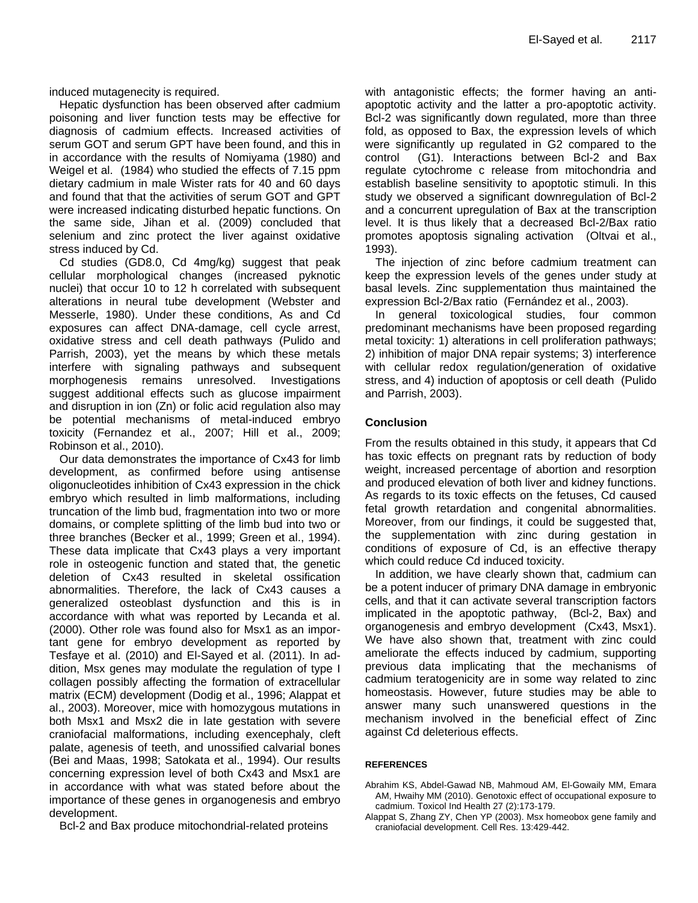induced mutagenecity is required.

Hepatic dysfunction has been observed after cadmium poisoning and liver function tests may be effective for diagnosis of cadmium effects. Increased activities of serum GOT and serum GPT have been found, and this in in accordance with the results of Nomiyama (1980) and Weigel et al. (1984) who studied the effects of 7.15 ppm dietary cadmium in male Wister rats for 40 and 60 days and found that that the activities of serum GOT and GPT were increased indicating disturbed hepatic functions. On the same side, Jihan et al. (2009) concluded that selenium and zinc protect the liver against oxidative stress induced by Cd.

Cd studies (GD8.0, Cd 4mg/kg) suggest that peak cellular morphological changes (increased pyknotic nuclei) that occur 10 to 12 h correlated with subsequent alterations in neural tube development (Webster and Messerle, 1980). Under these conditions, As and Cd exposures can affect DNA-damage, cell cycle arrest, oxidative stress and cell death pathways (Pulido and Parrish, 2003), yet the means by which these metals interfere with signaling pathways and subsequent morphogenesis remains unresolved. Investigations suggest additional effects such as glucose impairment and disruption in ion (Zn) or folic acid regulation also may be potential mechanisms of metal-induced embryo toxicity (Fernandez et al., 2007; Hill et al., 2009; Robinson et al., 2010).

Our data demonstrates the importance of Cx43 for limb development, as confirmed before using antisense oligonucleotides inhibition of Cx43 expression in the chick embryo which resulted in limb malformations, including truncation of the limb bud, fragmentation into two or more domains, or complete splitting of the limb bud into two or three branches (Becker et al., 1999; Green et al., 1994). These data implicate that Cx43 plays a very important role in osteogenic function and stated that, the genetic deletion of Cx43 resulted in skeletal ossification abnormalities. Therefore, the lack of Cx43 causes a generalized osteoblast dysfunction and this is in accordance with what was reported by Lecanda et al. (2000). Other role was found also for Msx1 as an important gene for embryo development as reported by Tesfaye et al. (2010) and El-Sayed et al. (2011). In addition, Msx genes may modulate the regulation of type I collagen possibly affecting the formation of extracellular matrix (ECM) development (Dodig et al., 1996; Alappat et al., 2003). Moreover, mice with homozygous mutations in both Msx1 and Msx2 die in late gestation with severe craniofacial malformations, including exencephaly, cleft palate, agenesis of teeth, and unossified calvarial bones (Bei and Maas, 1998; Satokata et al., 1994). Our results concerning expression level of both Cx43 and Msx1 are in accordance with what was stated before about the importance of these genes in organogenesis and embryo development.

Bcl-2 and Bax produce mitochondrial-related proteins with antagonistic effects; the former having an anti-apoptotic activity and the latter a pro-apoptotic activity. Bcl-2 was significantly down regulated, more than three fold, as opposed to Bax, the expression levels of which were significantly up regulated in G2 compared to the control (G1). Interactions between Bcl-2 and Bax regulate cytochrome c release from mitochondria and establish baseline sensitivity to apoptotic stimuli. In this study we observed a significant downregulation of Bcl-2 and a concurrent upregulation of Bax at the transcription level. It is thus likely that a decreased Bcl-2/Bax ratio promotes apoptosis signaling activation (Oltvai et al., 1993).

The injection of zinc before cadmium treatment can keep the expression levels of the genes under study at basal levels. Zinc supplementation thus maintained the expression Bcl-2/Bax ratio (Fernández et al., 2003).

In general toxicological studies, four common predominant mechanisms have been proposed regarding metal toxicity: 1) alterations in cell proliferation pathways; 2) inhibition of major DNA repair systems; 3) interference with cellular redox regulation/generation of oxidative stress, and 4) induction of apoptosis or cell death (Pulido and Parrish, 2003).

## Conclusion

From the results obtained in this study, it appears that Cd has toxic effects on pregnant rats by reduction of body weight, increased percentage of abortion and resorption and produced elevation of both liver and kidney functions. As regards to its toxic effects on the fetuses, Cd caused fetal growth retardation and congenital abnormalities. Moreover, from our findings, it could be suggested that, the supplementation with zinc during gestation in conditions of exposure of Cd, is an effective therapy which could reduce Cd induced toxicity.

In addition, we have clearly shown that, cadmium can be a potent inducer of primary DNA damage in embryonic cells, and that it can activate several transcription factors implicated in the apoptotic pathway, (Bcl-2, Bax) and organogenesis and embryo development (Cx43, Msx1). We have also shown that, treatment with zinc could ameliorate the effects induced by cadmium, supporting previous data implicating that the mechanisms of cadmium teratogenicity are in some way related to zinc homeostasis. However, future studies may be able to answer many such unanswered questions in the mechanism involved in the beneficial effect of Zinc against Cd deleterious effects.

### REFERENCES

Abrahim KS, Abdel-Gawad NB, Mahmoud AM, El-Gowaily MM, Emara AM, Hwaihy MM (2010). Genotoxic effect of occupational exposure to cadmium. Toxicol Ind Health 27 (2):173-179.

Alappat S, Zhang ZY, Chen YP (2003). Msx homeobox gene family and craniofacial development. Cell Res. 13:429-442.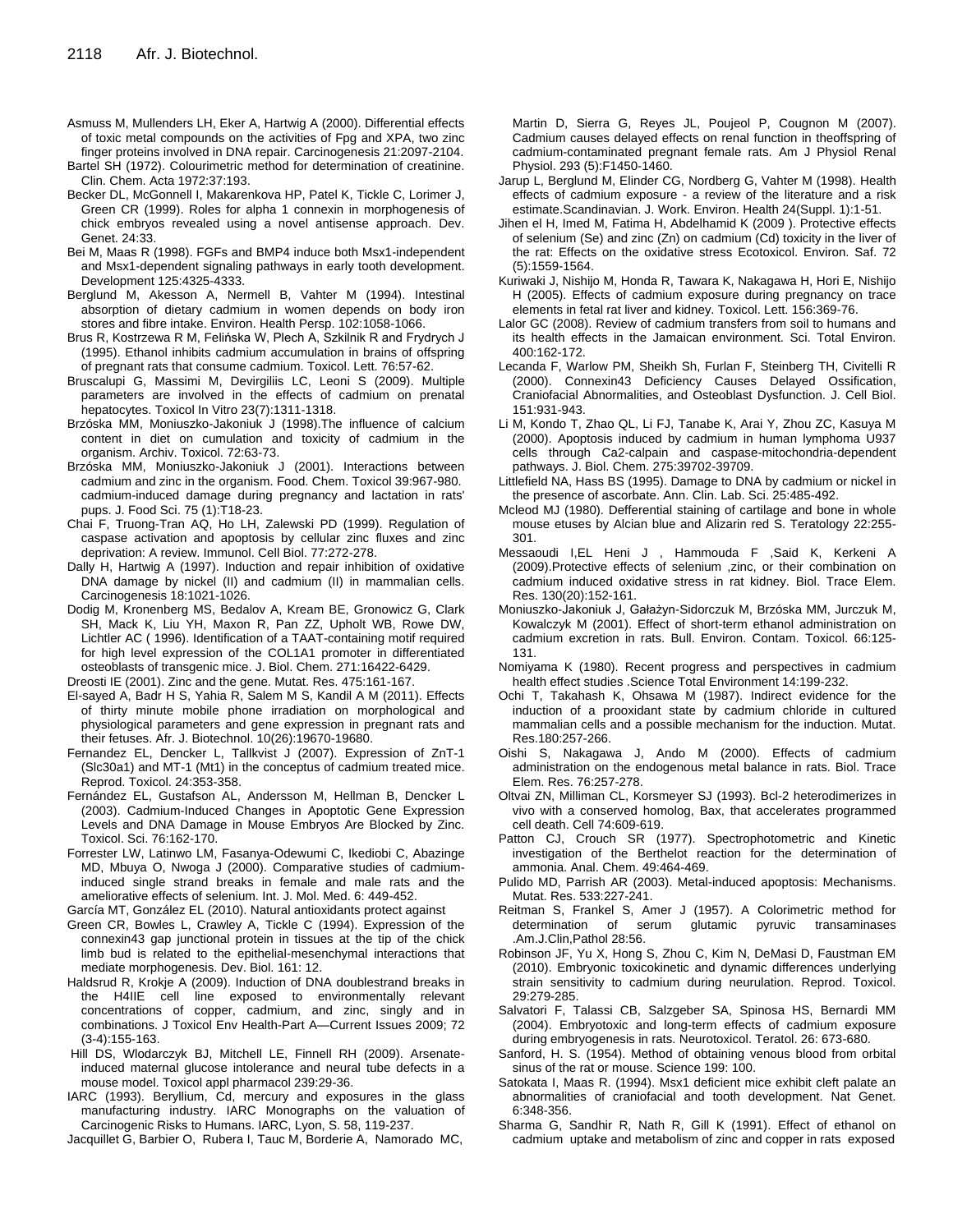Asmuss M, Mullenders LH, Eker A, Hartwig A (2000). Differential effects of toxic metal compounds on the activities of Fpg and XPA, two zinc finger proteins involved in DNA repair. Carcinogenesis 21:2097-2104.

Bartel SH (1972). Colourimetric method for determination of creatinine. Clin. Chem. Acta 1972:37:193.

Becker DL, McGonnell I, Makarenkova HP, Patel K, Tickle C, Lorimer J, Green CR (1999). Roles for alpha 1 connexin in morphogenesis of chick embryos revealed using a novel antisense approach. Dev. Genet. 24:33.

Bei M, Maas R (1998). FGFs and BMP4 induce both Msx1-independent and Msx1-dependent signaling pathways in early tooth development. Development 125:4325-4333.

Berglund M, Akesson A, Nermell B, Vahter M (1994). Intestinal absorption of dietary cadmium in women depends on body iron stores and fibre intake. Environ. Health Persp. 102:1058-1066.

Brus R, Kostrzewa R M, Felińska W, Plech A, Szkilnik R and Frydrych J (1995). Ethanol inhibits cadmium accumulation in brains of offspring of pregnant rats that consume cadmium. Toxicol. Lett. 76:57-62.

Bruscalupi G, Massimi M, Devirgiliis LC, Leoni S (2009). Multiple parameters are involved in the effects of cadmium on prenatal hepatocytes. Toxicol In Vitro 23(7):1311-1318.

Brzóska MM, Moniuszko-Jakoniuk J (1998).The influence of calcium content in diet on cumulation and toxicity of cadmium in the organism. Archiv. Toxicol. 72:63-73.

Brzóska MM, Moniuszko-Jakoniuk J (2001). Interactions between cadmium and zinc in the organism. Food. Chem. Toxicol 39:967-980. cadmium-induced damage during pregnancy and lactation in rats' pups. J. Food Sci. 75 (1):T18-23.

Chai F, Truong-Tran AQ, Ho LH, Zalewski PD (1999). Regulation of caspase activation and apoptosis by cellular zinc fluxes and zinc deprivation: A review. Immunol. Cell Biol. 77:272-278.

Dally H, Hartwig A (1997). Induction and repair inhibition of oxidative DNA damage by nickel (II) and cadmium (II) in mammalian cells. Carcinogenesis 18:1021-1026.

Dodig M, Kronenberg MS, Bedalov A, Kream BE, Gronowicz G, Clark SH, Mack K, Liu YH, Maxon R, Pan ZZ, Upholt WB, Rowe DW, Lichtler AC ( 1996). Identification of a TAAT-containing motif required for high level expression of the COL1A1 promoter in differentiated osteoblasts of transgenic mice. J. Biol. Chem. 271:16422-6429.

Dreosti IE (2001). Zinc and the gene. Mutat. Res. 475:161-167.

El-sayed A, Badr H S, Yahia R, Salem M S, Kandil A M (2011). Effects of thirty minute mobile phone irradiation on morphological and physiological parameters and gene expression in pregnant rats and their fetuses. Afr. J. Biotechnol. 10(26):19670-19680.

Fernandez EL, Dencker L, Tallkvist J (2007). Expression of ZnT-1 (Slc30a1) and MT-1 (Mt1) in the conceptus of cadmium treated mice. Reprod. Toxicol. 24:353-358.

Fernández EL, Gustafson AL, Andersson M, Hellman B, Dencker L (2003). Cadmium-Induced Changes in Apoptotic Gene Expression Levels and DNA Damage in Mouse Embryos Are Blocked by Zinc. Toxicol. Sci. 76:162-170.

Forrester LW, Latinwo LM, Fasanya-Odewumi C, Ikediobi C, Abazinge MD, Mbuya O, Nwoga J (2000). Comparative studies of cadmium-induced single strand breaks in female and male rats and the ameliorative effects of selenium. Int. J. Mol. Med. 6: 449-452.

García MT, González EL (2010). Natural antioxidants protect against

Green CR, Bowles L, Crawley A, Tickle C (1994). Expression of the connexin43 gap junctional protein in tissues at the tip of the chick limb bud is related to the epithelial-mesenchymal interactions that mediate morphogenesis. Dev. Biol. 161: 12.

Haldsrud R, Krokje A (2009). Induction of DNA doublestrand breaks in the H4IIE cell line exposed to environmentally relevant concentrations of copper, cadmium, and zinc, singly and in combinations. J Toxicol Env Health-Part A—Current Issues 2009; 72 (3-4):155-163.

Hill DS, Wlodarczyk BJ, Mitchell LE, Finnell RH (2009). Arsenate-induced maternal glucose intolerance and neural tube defects in a mouse model. Toxicol appl pharmacol 239:29-36.

IARC (1993). Beryllium, Cd, mercury and exposures in the glass manufacturing industry. IARC Monographs on the valuation of Carcinogenic Risks to Humans. IARC, Lyon, S. 58, 119-237.

Jacquillet G, Barbier O, Rubera I, Tauc M, Borderie A, Namorado MC, Martin D, Sierra G, Reyes JL, Poujeol P, Cougnon M (2007). Cadmium causes delayed effects on renal function in theoffspring of cadmium-contaminated pregnant female rats. Am J Physiol Renal Physiol. 293 (5):F1450-1460.

Jarup L, Berglund M, Elinder CG, Nordberg G, Vahter M (1998). Health effects of cadmium exposure - a review of the literature and a risk estimate.Scandinavian. J. Work. Environ. Health 24(Suppl. 1):1-51.

Jihen el H, Imed M, Fatima H, Abdelhamid K (2009 ). Protective effects of selenium (Se) and zinc (Zn) on cadmium (Cd) toxicity in the liver of the rat: Effects on the oxidative stress Ecotoxicol. Environ. Saf. 72 (5):1559-1564.

Kuriwaki J, Nishijo M, Honda R, Tawara K, Nakagawa H, Hori E, Nishijo H (2005). Effects of cadmium exposure during pregnancy on trace elements in fetal rat liver and kidney. Toxicol. Lett. 156:369-76.

Lalor GC (2008). Review of cadmium transfers from soil to humans and its health effects in the Jamaican environment. Sci. Total Environ. 400:162-172.

Lecanda F, Warlow PM, Sheikh Sh, Furlan F, Steinberg TH, Civitelli R (2000). Connexin43 Deficiency Causes Delayed Ossification, Craniofacial Abnormalities, and Osteoblast Dysfunction. J. Cell Biol. 151:931-943.

Li M, Kondo T, Zhao QL, Li FJ, Tanabe K, Arai Y, Zhou ZC, Kasuya M (2000). Apoptosis induced by cadmium in human lymphoma U937 cells through Ca2-calpain and caspase-mitochondria-dependent pathways. J. Biol. Chem. 275:39702-39709.

Littlefield NA, Hass BS (1995). Damage to DNA by cadmium or nickel in the presence of ascorbate. Ann. Clin. Lab. Sci. 25:485-492.

Mcleod MJ (1980). Defferential staining of cartilage and bone in whole mouse etuses by Alcian blue and Alizarin red S. Teratology 22:255-301.

Messaoudi I,EL Heni J , Hammouda F ,Said K, Kerkeni A (2009).Protective effects of selenium ,zinc, or their combination on cadmium induced oxidative stress in rat kidney. Biol. Trace Elem. Res. 130(20):152-161.

Moniuszko-Jakoniuk J, Gałażyn-Sidorczuk M, Brzóska MM, Jurczuk M, Kowalczyk M (2001). Effect of short-term ethanol administration on cadmium excretion in rats. Bull. Environ. Contam. Toxicol. 66:125-131.

Nomiyama K (1980). Recent progress and perspectives in cadmium health effect studies .Science Total Environment 14:199-232.

Ochi T, Takahash K, Ohsawa M (1987). Indirect evidence for the induction of a prooxidant state by cadmium chloride in cultured mammalian cells and a possible mechanism for the induction. Mutat. Res.180:257-266.

Oishi S, Nakagawa J, Ando M (2000). Effects of cadmium administration on the endogenous metal balance in rats. Biol. Trace Elem. Res. 76:257-278.

Oltvai ZN, Milliman CL, Korsmeyer SJ (1993). Bcl-2 heterodimerizes in vivo with a conserved homolog, Bax, that accelerates programmed cell death. Cell 74:609-619.

Patton CJ, Crouch SR (1977). Spectrophotometric and Kinetic investigation of the Berthelot reaction for the determination of ammonia. Anal. Chem. 49:464-469.

Pulido MD, Parrish AR (2003). Metal-induced apoptosis: Mechanisms. Mutat. Res. 533:227-241.

Reitman S, Frankel S, Amer J (1957). A Colorimetric method for determination of serum glutamic pyruvic transaminases .Am.J.Clin,Pathol 28:56.

Robinson JF, Yu X, Hong S, Zhou C, Kim N, DeMasi D, Faustman EM (2010). Embryonic toxicokinetic and dynamic differences underlying strain sensitivity to cadmium during neurulation. Reprod. Toxicol. 29:279-285.

Salvatori F, Talassi CB, Salzgeber SA, Spinosa HS, Bernardi MM (2004). Embryotoxic and long-term effects of cadmium exposure during embryogenesis in rats. Neurotoxicol. Teratol. 26: 673-680.

Sanford, H. S. (1954). Method of obtaining venous blood from orbital sinus of the rat or mouse. Science 199: 100.

Satokata I, Maas R. (1994). Msx1 deficient mice exhibit cleft palate an abnormalities of craniofacial and tooth development. Nat Genet. 6:348-356.

Sharma G, Sandhir R, Nath R, Gill K (1991). Effect of ethanol on cadmium uptake and metabolism of zinc and copper in rats exposed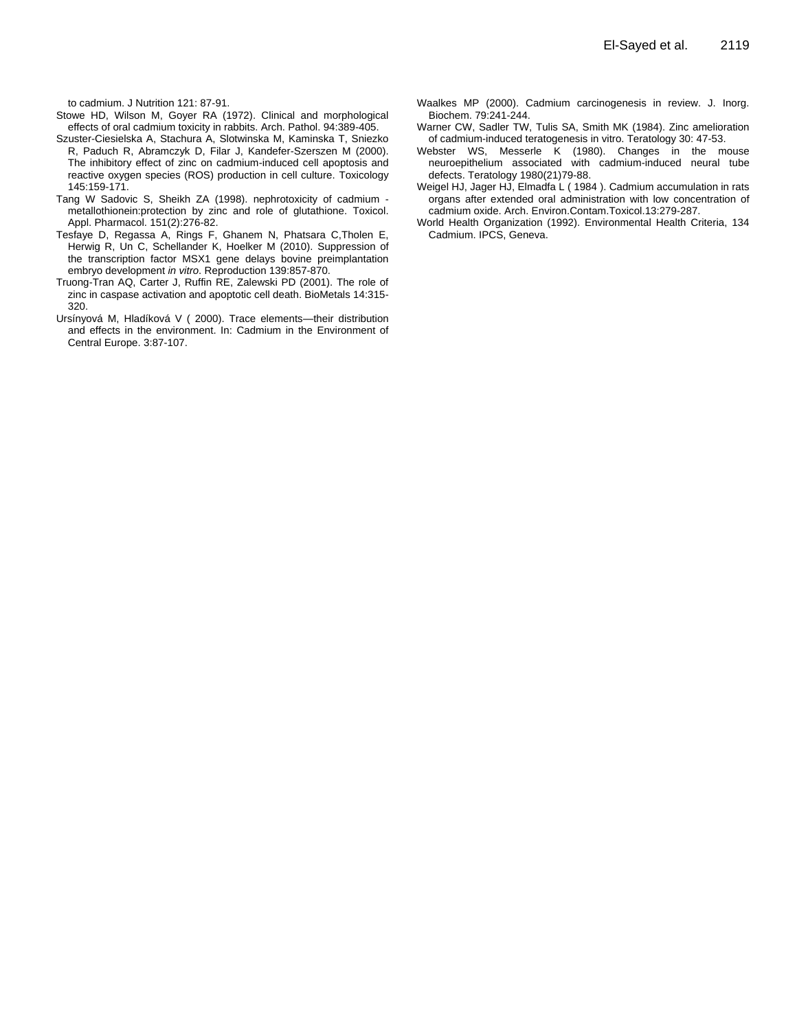to cadmium. J Nutrition 121: 87-91.

Stowe HD, Wilson M, Goyer RA (1972). Clinical and morphological effects of oral cadmium toxicity in rabbits. Arch. Pathol. 94:389-405.

Szuster-Ciesielska A, Stachura A, Slotwinska M, Kaminska T, Sniezko R, Paduch R, Abramczyk D, Filar J, Kandefer-Szerszen M (2000). The inhibitory effect of zinc on cadmium-induced cell apoptosis and reactive oxygen species (ROS) production in cell culture. Toxicology 145:159-171.

Tang W Sadovic S, Sheikh ZA (1998). nephrotoxicity of cadmium - metallothionein:protection by zinc and role of glutathione. Toxicol. Appl. Pharmacol. 151(2):276-82.

Tesfaye D, Regassa A, Rings F, Ghanem N, Phatsara C,Tholen E, Herwig R, Un C, Schellander K, Hoelker M (2010). Suppression of the transcription factor MSX1 gene delays bovine preimplantation embryo development *in vitro*. Reproduction 139:857-870.

Truong-Tran AQ, Carter J, Ruffin RE, Zalewski PD (2001). The role of zinc in caspase activation and apoptotic cell death. BioMetals 14:315-320.

Ursínyová M, Hladíková V ( 2000). Trace elements—their distribution and effects in the environment. In: Cadmium in the Environment of Central Europe. 3:87-107.

Waalkes MP (2000). Cadmium carcinogenesis in review. J. Inorg. Biochem. 79:241-244.

Warner CW, Sadler TW, Tulis SA, Smith MK (1984). Zinc amelioration of cadmium-induced teratogenesis in vitro. Teratology 30: 47-53.

Webster WS, Messerle K (1980). Changes in the mouse neuroepithelium associated with cadmium-induced neural tube defects. Teratology 1980(21)79-88.

Weigel HJ, Jager HJ, Elmadfa L ( 1984 ). Cadmium accumulation in rats organs after extended oral administration with low concentration of cadmium oxide. Arch. Environ.Contam.Toxicol.13:279-287.

World Health Organization (1992). Environmental Health Criteria, 134 Cadmium. IPCS, Geneva.